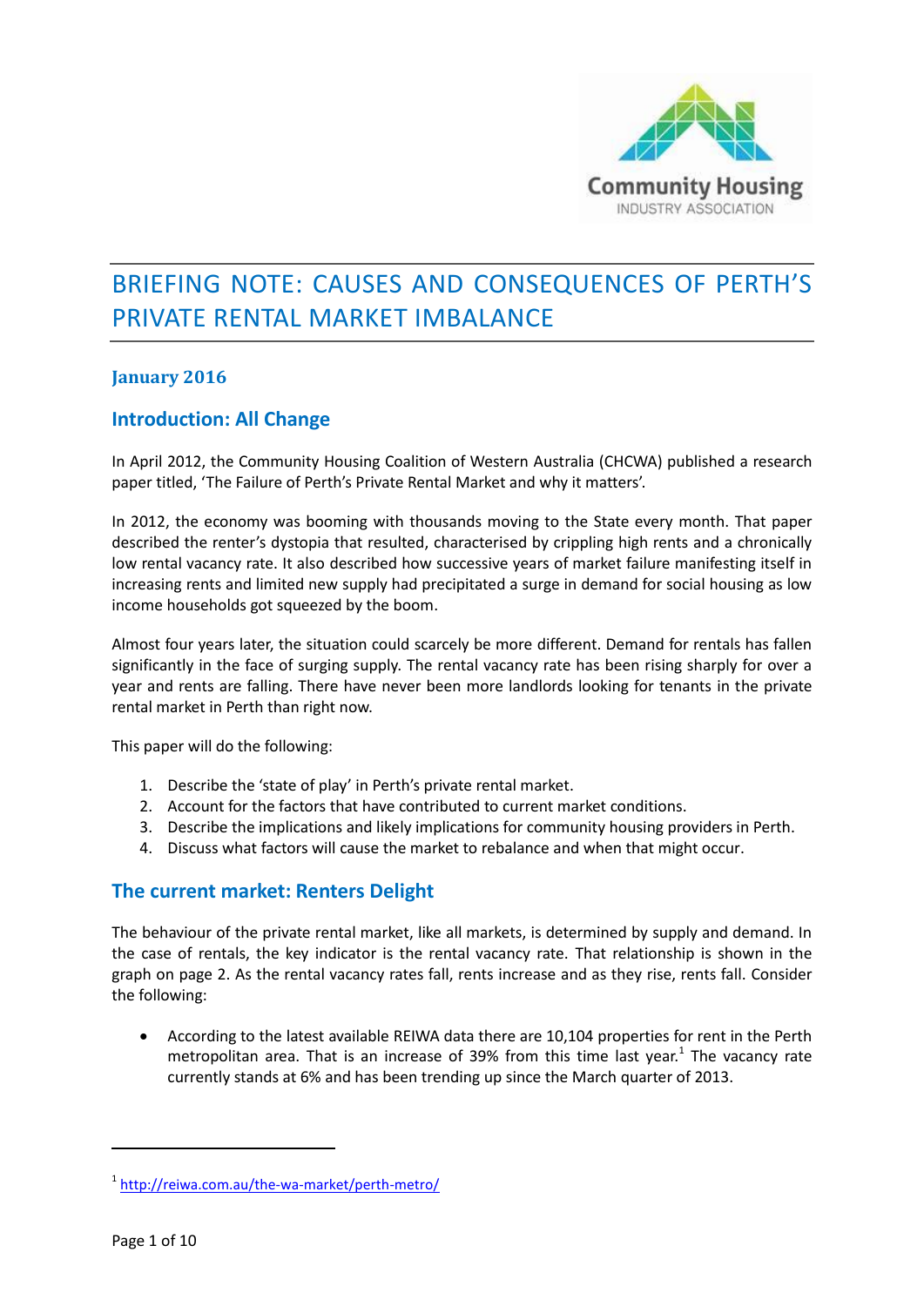Community Housing
INDUSTRY ASSOCIATION

# BRIEFING NOTE: CAUSES AND CONSEQUENCES OF PERTH'S PRIVATE RENTAL MARKET IMBALANCE

### January 2016

## Introduction: All Change

In April 2012, the Community Housing Coalition of Western Australia (CHCWA) published a research paper titled, 'The Failure of Perth's Private Rental Market and why it matters'.

In 2012, the economy was booming with thousands moving to the State every month. That paper described the renter's dystopia that resulted, characterised by crippling high rents and a chronically low rental vacancy rate. It also described how successive years of market failure manifesting itself in increasing rents and limited new supply had precipitated a surge in demand for social housing as low income households got squeezed by the boom.

Almost four years later, the situation could scarcely be more different. Demand for rentals has fallen significantly in the face of surging supply. The rental vacancy rate has been rising sharply for over a year and rents are falling. There have never been more landlords looking for tenants in the private rental market in Perth than right now.

This paper will do the following:

1. Describe the 'state of play' in Perth's private rental market.
2. Account for the factors that have contributed to current market conditions.
3. Describe the implications and likely implications for community housing providers in Perth.
4. Discuss what factors will cause the market to rebalance and when that might occur.

## The current market: Renters Delight

The behaviour of the private rental market, like all markets, is determined by supply and demand. In the case of rentals, the key indicator is the rental vacancy rate. That relationship is shown in the graph on page 2. As the rental vacancy rates fall, rents increase and as they rise, rents fall. Consider the following:

- According to the latest available REIWA data there are 10,104 properties for rent in the Perth metropolitan area. That is an increase of 39% from this time last year.[1] The vacancy rate currently stands at 6% and has been trending up since the March quarter of 2013.

[1] http://reiwa.com.au/the-wa-market/perth-metro/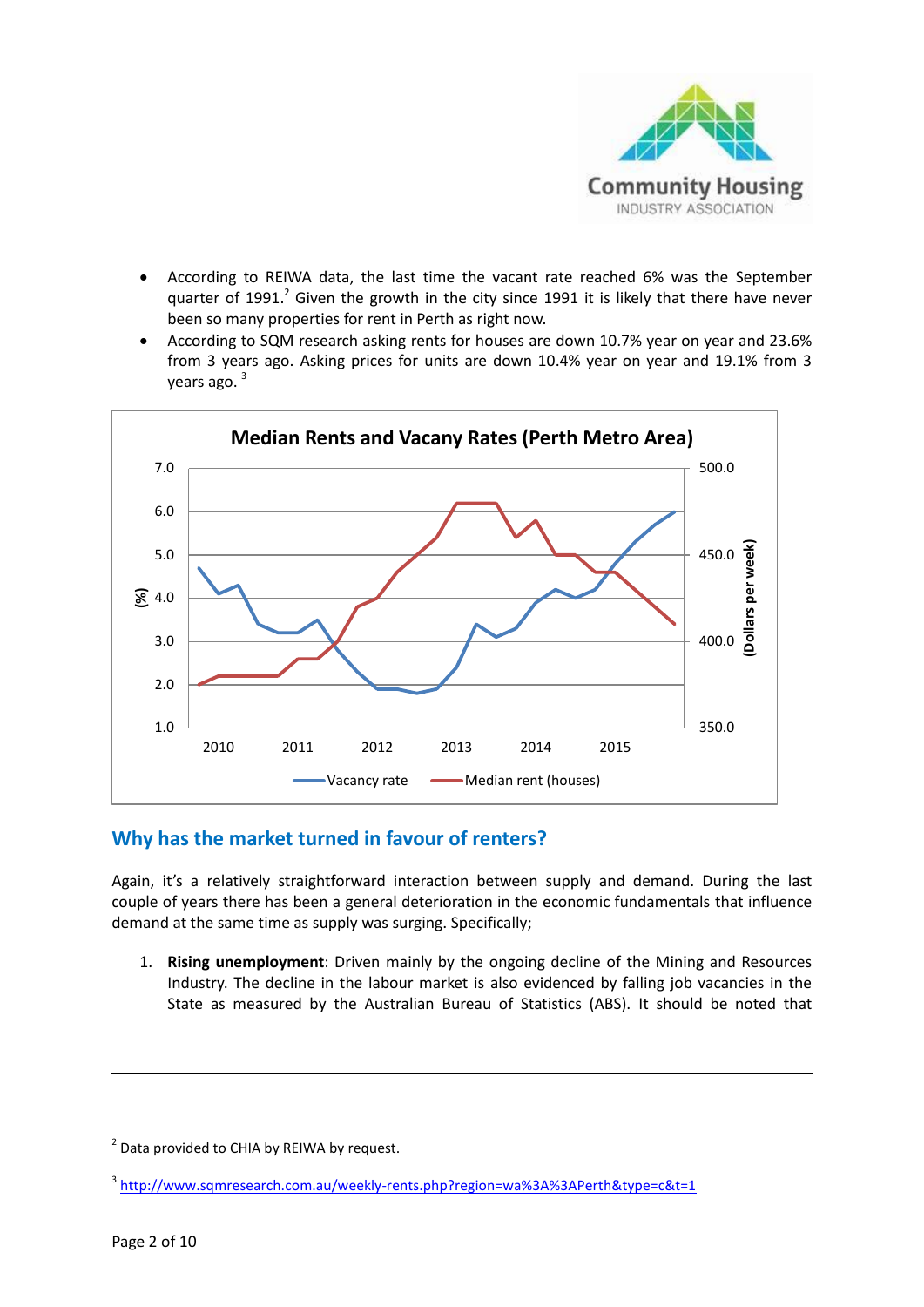- According to REIWA data, the last time the vacant rate reached 6% was the September quarter of 1991.[2] Given the growth in the city since 1991 it is likely that there have never been so many properties for rent in Perth as right now.
- According to SQM research asking rents for houses are down 10.7% year on year and 23.6% from 3 years ago. Asking prices for units are down 10.4% year on year and 19.1% from 3 years ago. [3]

**Median Rents and Vacany Rates (Perth Metro Area)**

(Chart: left axis (%) 1.0–7.0; right axis (Dollars per week) 350.0–500.0; x-axis 2010–2015; series: Vacancy rate, Median rent (houses))

## Why has the market turned in favour of renters?

Again, it's a relatively straightforward interaction between supply and demand. During the last couple of years there has been a general deterioration in the economic fundamentals that influence demand at the same time as supply was surging. Specifically;

1. **Rising unemployment**: Driven mainly by the ongoing decline of the Mining and Resources Industry. The decline in the labour market is also evidenced by falling job vacancies in the State as measured by the Australian Bureau of Statistics (ABS). It should be noted that

---

[2] Data provided to CHIA by REIWA by request.

[3] http://www.sqmresearch.com.au/weekly-rents.php?region=wa%3A%3APerth&type=c&t=1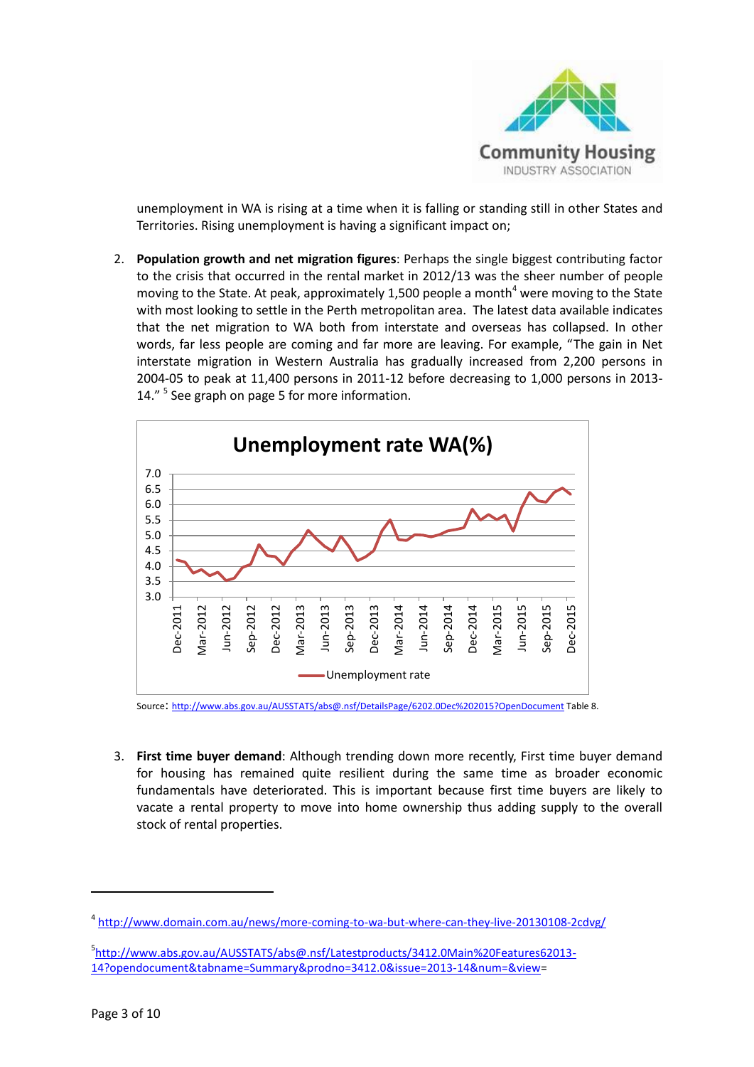unemployment in WA is rising at a time when it is falling or standing still in other States and Territories. Rising unemployment is having a significant impact on;

2. **Population growth and net migration figures**: Perhaps the single biggest contributing factor to the crisis that occurred in the rental market in 2012/13 was the sheer number of people moving to the State. At peak, approximately 1,500 people a month[4] were moving to the State with most looking to settle in the Perth metropolitan area. The latest data available indicates that the net migration to WA both from interstate and overseas has collapsed. In other words, far less people are coming and far more are leaving. For example, "The gain in Net interstate migration in Western Australia has gradually increased from 2,200 persons in 2004-05 to peak at 11,400 persons in 2011-12 before decreasing to 1,000 persons in 2013-14." [5] See graph on page 5 for more information.

**Unemployment rate WA(%)**

Source: http://www.abs.gov.au/AUSSTATS/abs@.nsf/DetailsPage/6202.0Dec%202015?OpenDocument Table 8.

3. **First time buyer demand**: Although trending down more recently, First time buyer demand for housing has remained quite resilient during the same time as broader economic fundamentals have deteriorated. This is important because first time buyers are likely to vacate a rental property to move into home ownership thus adding supply to the overall stock of rental properties.

---

[4] http://www.domain.com.au/news/more-coming-to-wa-but-where-can-they-live-20130108-2cdvg/

[5] http://www.abs.gov.au/AUSSTATS/abs@.nsf/Latestproducts/3412.0Main%20Features62013-14?opendocument&tabname=Summary&prodno=3412.0&issue=2013-14&num=&view=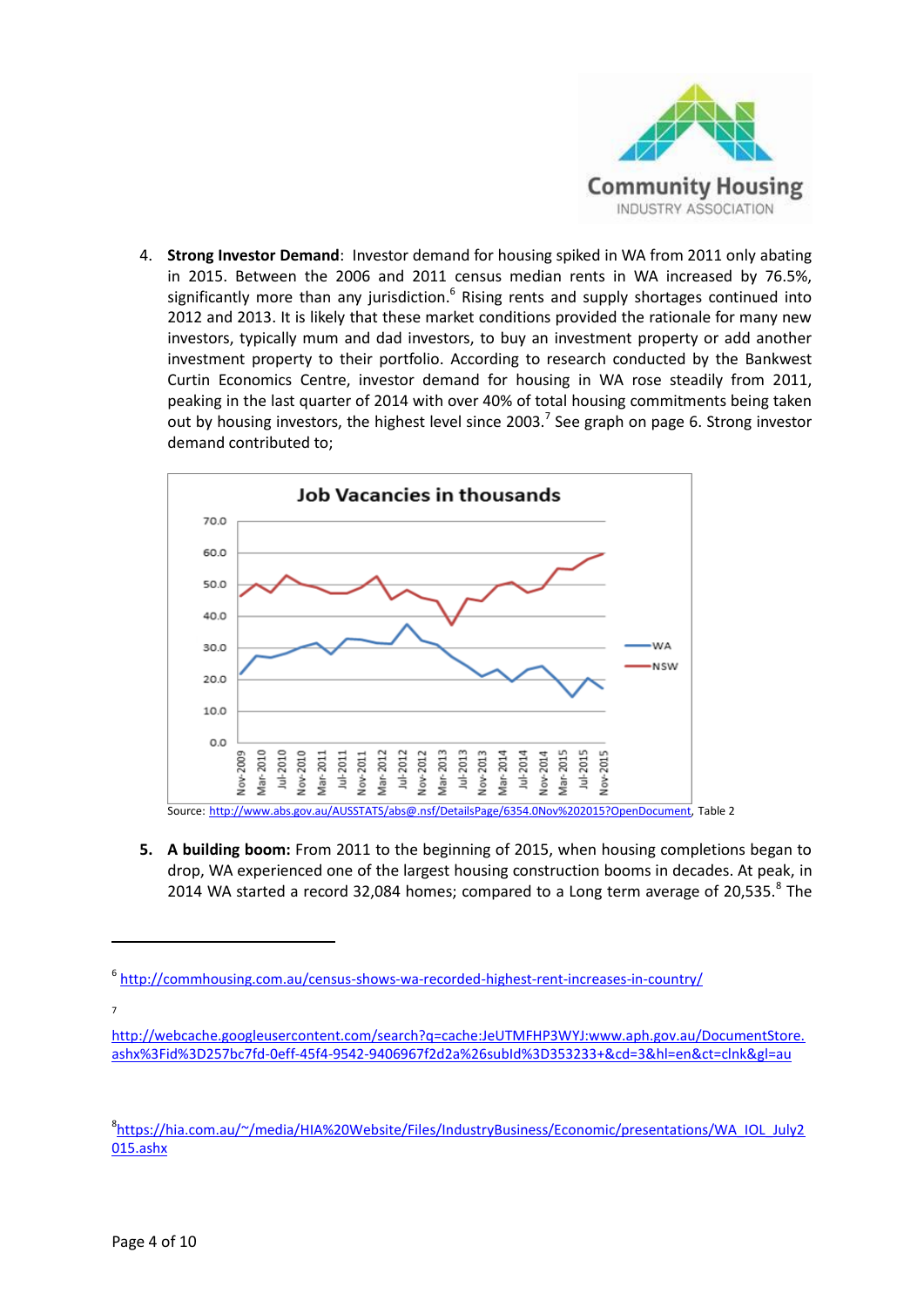4. **Strong Investor Demand**: Investor demand for housing spiked in WA from 2011 only abating in 2015. Between the 2006 and 2011 census median rents in WA increased by 76.5%, significantly more than any jurisdiction.[6] Rising rents and supply shortages continued into 2012 and 2013. It is likely that these market conditions provided the rationale for many new investors, typically mum and dad investors, to buy an investment property or add another investment property to their portfolio. According to research conducted by the Bankwest Curtin Economics Centre, investor demand for housing in WA rose steadily from 2011, peaking in the last quarter of 2014 with over 40% of total housing commitments being taken out by housing investors, the highest level since 2003.[7] See graph on page 6. Strong investor demand contributed to;

**Job Vacancies in thousands**

Source: http://www.abs.gov.au/AUSSTATS/abs@.nsf/DetailsPage/6354.0Nov%202015?OpenDocument, Table 2

5. **A building boom:** From 2011 to the beginning of 2015, when housing completions began to drop, WA experienced one of the largest housing construction booms in decades. At peak, in 2014 WA started a record 32,084 homes; compared to a Long term average of 20,535.[8] The

---

[6] http://commhousing.com.au/census-shows-wa-recorded-highest-rent-increases-in-country/

[7] http://webcache.googleusercontent.com/search?q=cache:JeUTMFHP3WYJ:www.aph.gov.au/DocumentStore.ashx%3Fid%3D257bc7fd-0eff-45f4-9542-9406967f2d2a%26subId%3D353233+&cd=3&hl=en&ct=clnk&gl=au

[8] https://hia.com.au/~/media/HIA%20Website/Files/IndustryBusiness/Economic/presentations/WA_IOL_July2015.ashx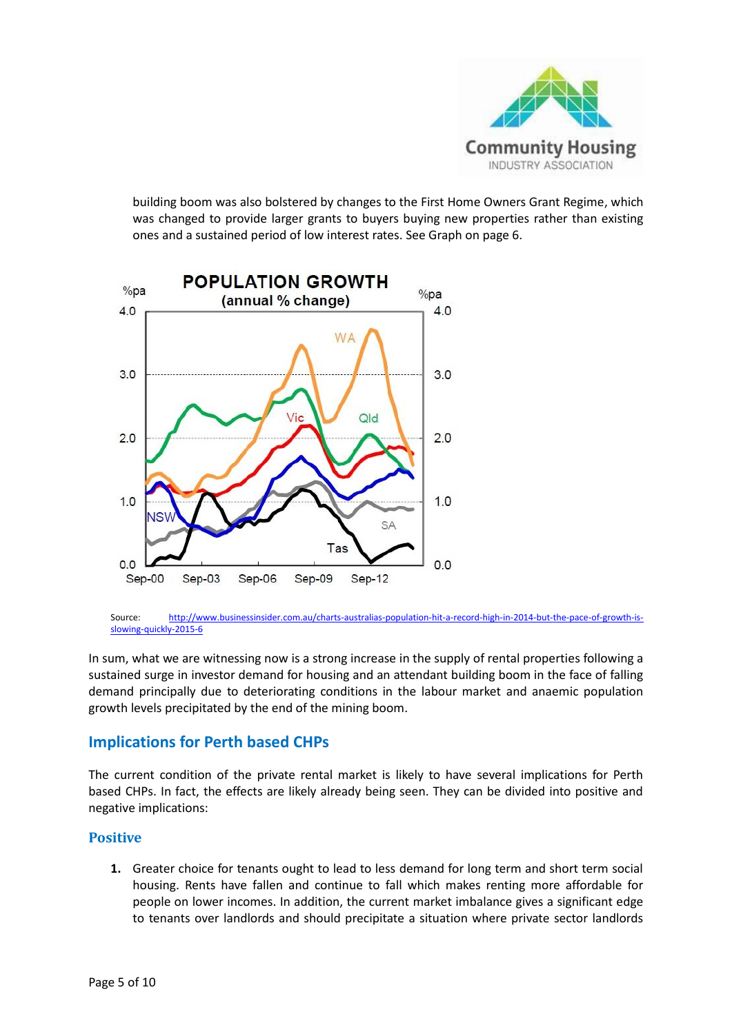building boom was also bolstered by changes to the First Home Owners Grant Regime, which was changed to provide larger grants to buyers buying new properties rather than existing ones and a sustained period of low interest rates. See Graph on page 6.

Source: http://www.businessinsider.com.au/charts-australias-population-hit-a-record-high-in-2014-but-the-pace-of-growth-is-slowing-quickly-2015-6

In sum, what we are witnessing now is a strong increase in the supply of rental properties following a sustained surge in investor demand for housing and an attendant building boom in the face of falling demand principally due to deteriorating conditions in the labour market and anaemic population growth levels precipitated by the end of the mining boom.

## Implications for Perth based CHPs

The current condition of the private rental market is likely to have several implications for Perth based CHPs. In fact, the effects are likely already being seen. They can be divided into positive and negative implications:

### Positive

1. Greater choice for tenants ought to lead to less demand for long term and short term social housing. Rents have fallen and continue to fall which makes renting more affordable for people on lower incomes. In addition, the current market imbalance gives a significant edge to tenants over landlords and should precipitate a situation where private sector landlords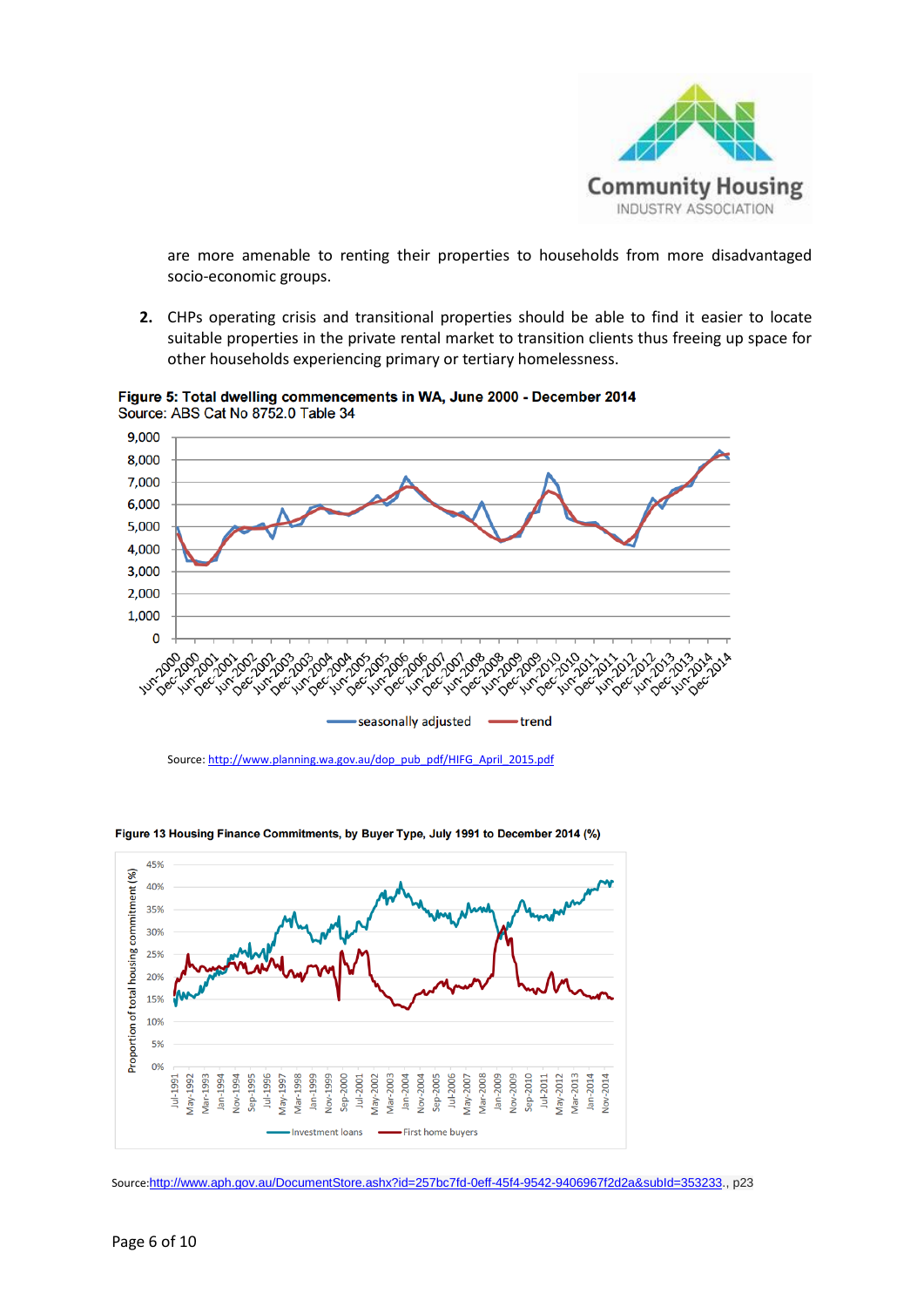are more amenable to renting their properties to households from more disadvantaged socio-economic groups.

2. CHPs operating crisis and transitional properties should be able to find it easier to locate suitable properties in the private rental market to transition clients thus freeing up space for other households experiencing primary or tertiary homelessness.

**Figure 5: Total dwelling commencements in WA, June 2000 - December 2014**
Source: ABS Cat No 8752.0 Table 34

Source: http://www.planning.wa.gov.au/dop_pub_pdf/HIFG_April_2015.pdf

**Figure 13 Housing Finance Commitments, by Buyer Type, July 1991 to December 2014 (%)**

Source:http://www.aph.gov.au/DocumentStore.ashx?id=257bc7fd-0eff-45f4-9542-9406967f2d2a&subId=353233., p23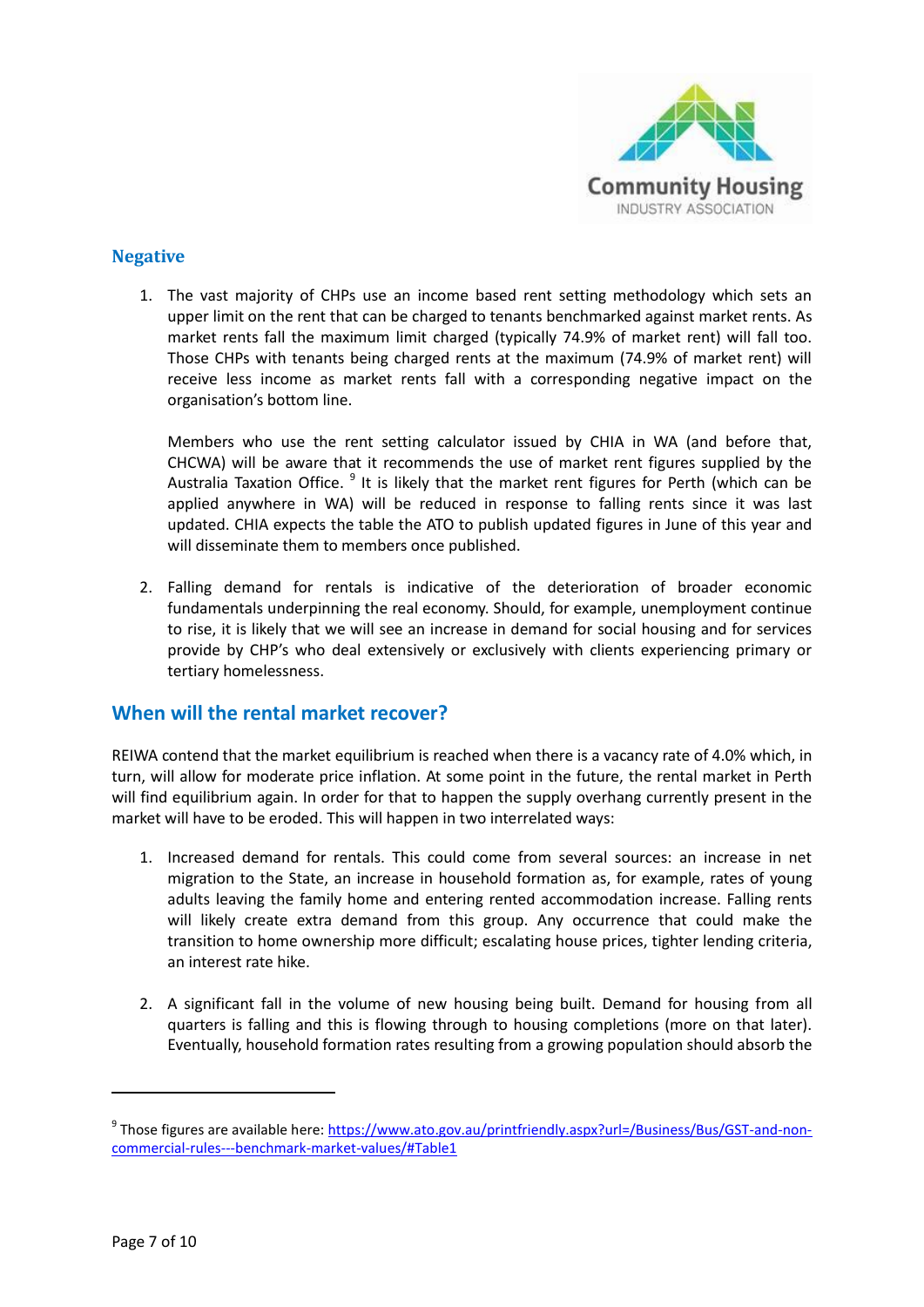## Negative

1. The vast majority of CHPs use an income based rent setting methodology which sets an upper limit on the rent that can be charged to tenants benchmarked against market rents. As market rents fall the maximum limit charged (typically 74.9% of market rent) will fall too. Those CHPs with tenants being charged rents at the maximum (74.9% of market rent) will receive less income as market rents fall with a corresponding negative impact on the organisation's bottom line.

   Members who use the rent setting calculator issued by CHIA in WA (and before that, CHCWA) will be aware that it recommends the use of market rent figures supplied by the Australia Taxation Office. [9] It is likely that the market rent figures for Perth (which can be applied anywhere in WA) will be reduced in response to falling rents since it was last updated. CHIA expects the table the ATO to publish updated figures in June of this year and will disseminate them to members once published.

2. Falling demand for rentals is indicative of the deterioration of broader economic fundamentals underpinning the real economy. Should, for example, unemployment continue to rise, it is likely that we will see an increase in demand for social housing and for services provide by CHP's who deal extensively or exclusively with clients experiencing primary or tertiary homelessness.

## When will the rental market recover?

REIWA contend that the market equilibrium is reached when there is a vacancy rate of 4.0% which, in turn, will allow for moderate price inflation. At some point in the future, the rental market in Perth will find equilibrium again. In order for that to happen the supply overhang currently present in the market will have to be eroded. This will happen in two interrelated ways:

1. Increased demand for rentals. This could come from several sources: an increase in net migration to the State, an increase in household formation as, for example, rates of young adults leaving the family home and entering rented accommodation increase. Falling rents will likely create extra demand from this group. Any occurrence that could make the transition to home ownership more difficult; escalating house prices, tighter lending criteria, an interest rate hike.

2. A significant fall in the volume of new housing being built. Demand for housing from all quarters is falling and this is flowing through to housing completions (more on that later). Eventually, household formation rates resulting from a growing population should absorb the

---

[9] Those figures are available here: https://www.ato.gov.au/printfriendly.aspx?url=/Business/Bus/GST-and-non-commercial-rules---benchmark-market-values/#Table1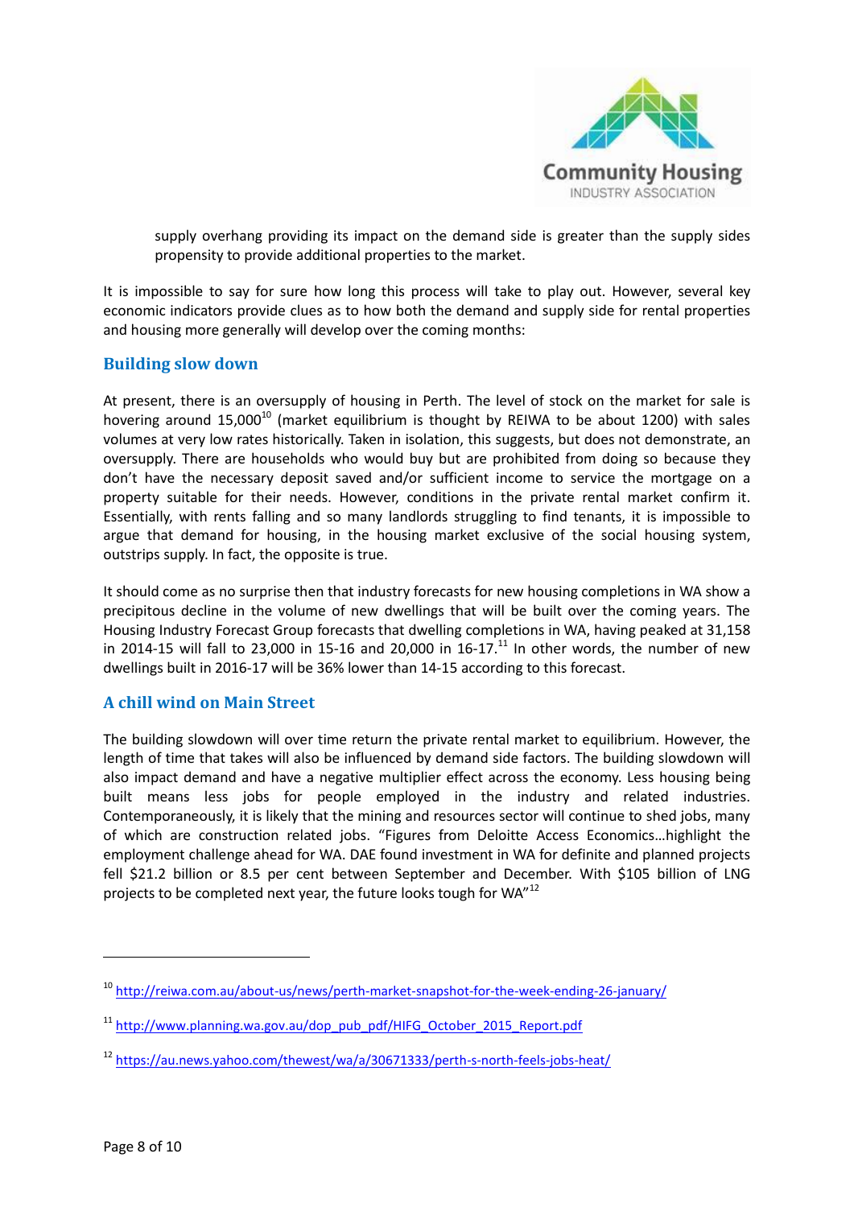supply overhang providing its impact on the demand side is greater than the supply sides propensity to provide additional properties to the market.

It is impossible to say for sure how long this process will take to play out. However, several key economic indicators provide clues as to how both the demand and supply side for rental properties and housing more generally will develop over the coming months:

## Building slow down

At present, there is an oversupply of housing in Perth. The level of stock on the market for sale is hovering around 15,000[10] (market equilibrium is thought by REIWA to be about 1200) with sales volumes at very low rates historically. Taken in isolation, this suggests, but does not demonstrate, an oversupply. There are households who would buy but are prohibited from doing so because they don't have the necessary deposit saved and/or sufficient income to service the mortgage on a property suitable for their needs. However, conditions in the private rental market confirm it. Essentially, with rents falling and so many landlords struggling to find tenants, it is impossible to argue that demand for housing, in the housing market exclusive of the social housing system, outstrips supply. In fact, the opposite is true.

It should come as no surprise then that industry forecasts for new housing completions in WA show a precipitous decline in the volume of new dwellings that will be built over the coming years. The Housing Industry Forecast Group forecasts that dwelling completions in WA, having peaked at 31,158 in 2014-15 will fall to 23,000 in 15-16 and 20,000 in 16-17.[11] In other words, the number of new dwellings built in 2016-17 will be 36% lower than 14-15 according to this forecast.

## A chill wind on Main Street

The building slowdown will over time return the private rental market to equilibrium. However, the length of time that takes will also be influenced by demand side factors. The building slowdown will also impact demand and have a negative multiplier effect across the economy. Less housing being built means less jobs for people employed in the industry and related industries. Contemporaneously, it is likely that the mining and resources sector will continue to shed jobs, many of which are construction related jobs. "Figures from Deloitte Access Economics…highlight the employment challenge ahead for WA. DAE found investment in WA for definite and planned projects fell $21.2 billion or 8.5 per cent between September and December. With $105 billion of LNG projects to be completed next year, the future looks tough for WA"[12]

---

[10] http://reiwa.com.au/about-us/news/perth-market-snapshot-for-the-week-ending-26-january/

[11] http://www.planning.wa.gov.au/dop_pub_pdf/HIFG_October_2015_Report.pdf

[12] https://au.news.yahoo.com/thewest/wa/a/30671333/perth-s-north-feels-jobs-heat/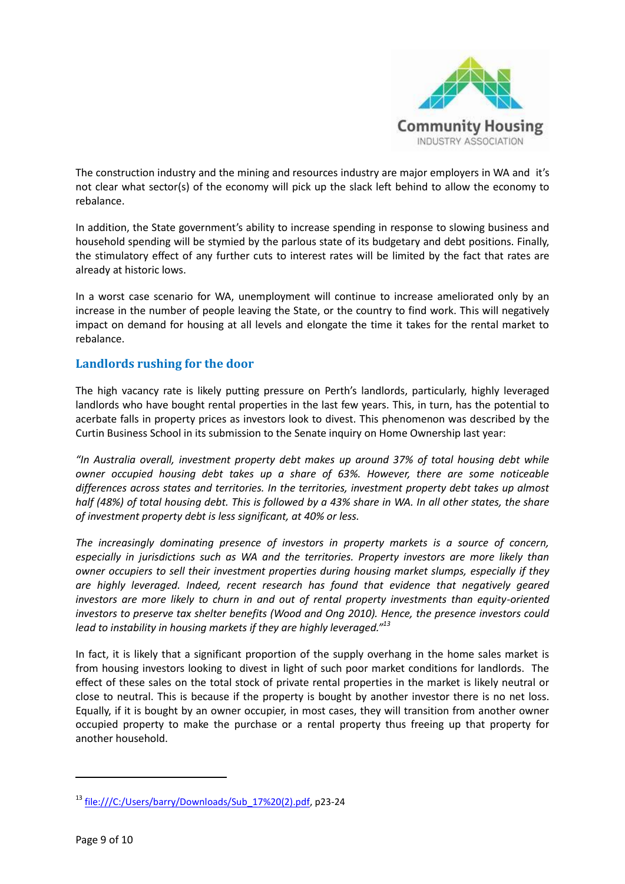The construction industry and the mining and resources industry are major employers in WA and it's not clear what sector(s) of the economy will pick up the slack left behind to allow the economy to rebalance.

In addition, the State government's ability to increase spending in response to slowing business and household spending will be stymied by the parlous state of its budgetary and debt positions. Finally, the stimulatory effect of any further cuts to interest rates will be limited by the fact that rates are already at historic lows.

In a worst case scenario for WA, unemployment will continue to increase ameliorated only by an increase in the number of people leaving the State, or the country to find work. This will negatively impact on demand for housing at all levels and elongate the time it takes for the rental market to rebalance.

## Landlords rushing for the door

The high vacancy rate is likely putting pressure on Perth's landlords, particularly, highly leveraged landlords who have bought rental properties in the last few years. This, in turn, has the potential to acerbate falls in property prices as investors look to divest. This phenomenon was described by the Curtin Business School in its submission to the Senate inquiry on Home Ownership last year:

*"In Australia overall, investment property debt makes up around 37% of total housing debt while owner occupied housing debt takes up a share of 63%. However, there are some noticeable differences across states and territories. In the territories, investment property debt takes up almost half (48%) of total housing debt. This is followed by a 43% share in WA. In all other states, the share of investment property debt is less significant, at 40% or less.*

*The increasingly dominating presence of investors in property markets is a source of concern, especially in jurisdictions such as WA and the territories. Property investors are more likely than owner occupiers to sell their investment properties during housing market slumps, especially if they are highly leveraged. Indeed, recent research has found that evidence that negatively geared investors are more likely to churn in and out of rental property investments than equity-oriented investors to preserve tax shelter benefits (Wood and Ong 2010). Hence, the presence investors could lead to instability in housing markets if they are highly leveraged."*[13]

In fact, it is likely that a significant proportion of the supply overhang in the home sales market is from housing investors looking to divest in light of such poor market conditions for landlords. The effect of these sales on the total stock of private rental properties in the market is likely neutral or close to neutral. This is because if the property is bought by another investor there is no net loss. Equally, if it is bought by an owner occupier, in most cases, they will transition from another owner occupied property to make the purchase or a rental property thus freeing up that property for another household.

---

[13] file:///C:/Users/barry/Downloads/Sub_17%20(2).pdf, p23-24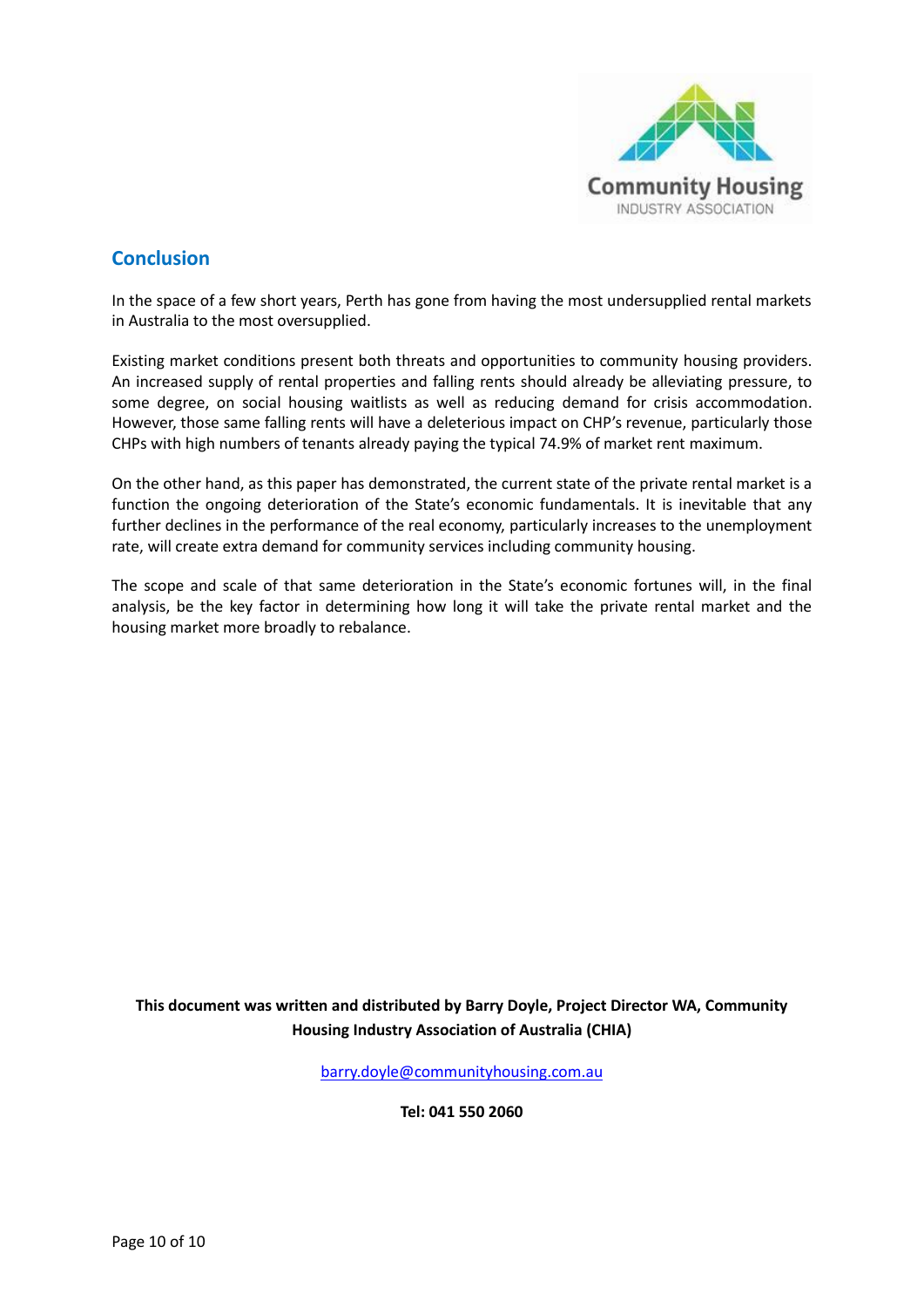## Conclusion

In the space of a few short years, Perth has gone from having the most undersupplied rental markets in Australia to the most oversupplied.

Existing market conditions present both threats and opportunities to community housing providers. An increased supply of rental properties and falling rents should already be alleviating pressure, to some degree, on social housing waitlists as well as reducing demand for crisis accommodation. However, those same falling rents will have a deleterious impact on CHP's revenue, particularly those CHPs with high numbers of tenants already paying the typical 74.9% of market rent maximum.

On the other hand, as this paper has demonstrated, the current state of the private rental market is a function the ongoing deterioration of the State's economic fundamentals. It is inevitable that any further declines in the performance of the real economy, particularly increases to the unemployment rate, will create extra demand for community services including community housing.

The scope and scale of that same deterioration in the State's economic fortunes will, in the final analysis, be the key factor in determining how long it will take the private rental market and the housing market more broadly to rebalance.

**This document was written and distributed by Barry Doyle, Project Director WA, Community Housing Industry Association of Australia (CHIA)**

barry.doyle@communityhousing.com.au

**Tel: 041 550 2060**